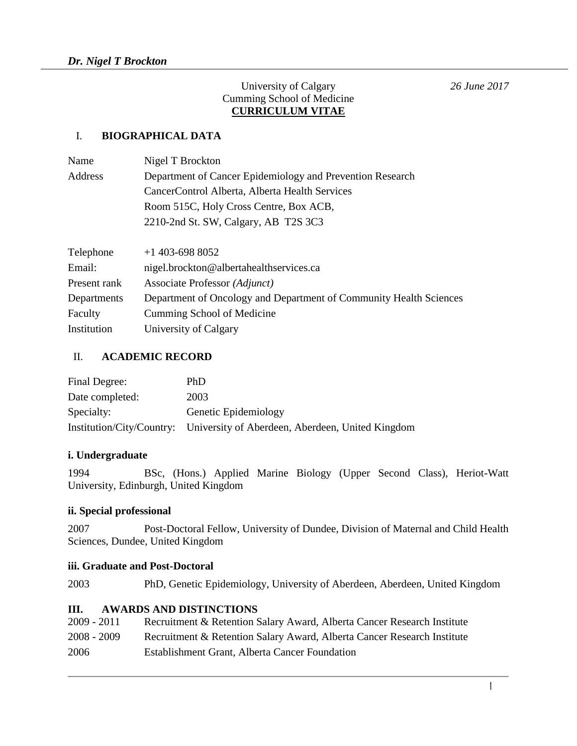*Dr. Nigel T Brockton*

University of Calgary
Cumming School of Medicine
**CURRICULUM VITAE**

*26 June 2017*

## I. BIOGRAPHICAL DATA

| | |
|---|---|
| Name | Nigel T Brockton |
| Address | Department of Cancer Epidemiology and Prevention Research |
| | CancerControl Alberta, Alberta Health Services |
| | Room 515C, Holy Cross Centre, Box ACB, |
| | 2210-2nd St. SW, Calgary, AB T2S 3C3 |
| Telephone | +1 403-698 8052 |
| Email: | nigel.brockton@albertahealthservices.ca |
| Present rank | Associate Professor *(Adjunct)* |
| Departments | Department of Oncology and Department of Community Health Sciences |
| Faculty | Cumming School of Medicine |
| Institution | University of Calgary |

## II. ACADEMIC RECORD

| | |
|---|---|
| Final Degree: | PhD |
| Date completed: | 2003 |
| Specialty: | Genetic Epidemiology |
| Institution/City/Country: | University of Aberdeen, Aberdeen, United Kingdom |

### i. Undergraduate

1994 BSc, (Hons.) Applied Marine Biology (Upper Second Class), Heriot-Watt University, Edinburgh, United Kingdom

### ii. Special professional

2007 Post-Doctoral Fellow, University of Dundee, Division of Maternal and Child Health Sciences, Dundee, United Kingdom

### iii. Graduate and Post-Doctoral

2003 PhD, Genetic Epidemiology, University of Aberdeen, Aberdeen, United Kingdom

## III. AWARDS AND DISTINCTIONS

| | |
|---|---|
| 2009 - 2011 | Recruitment & Retention Salary Award, Alberta Cancer Research Institute |
| 2008 - 2009 | Recruitment & Retention Salary Award, Alberta Cancer Research Institute |
| 2006 | Establishment Grant, Alberta Cancer Foundation |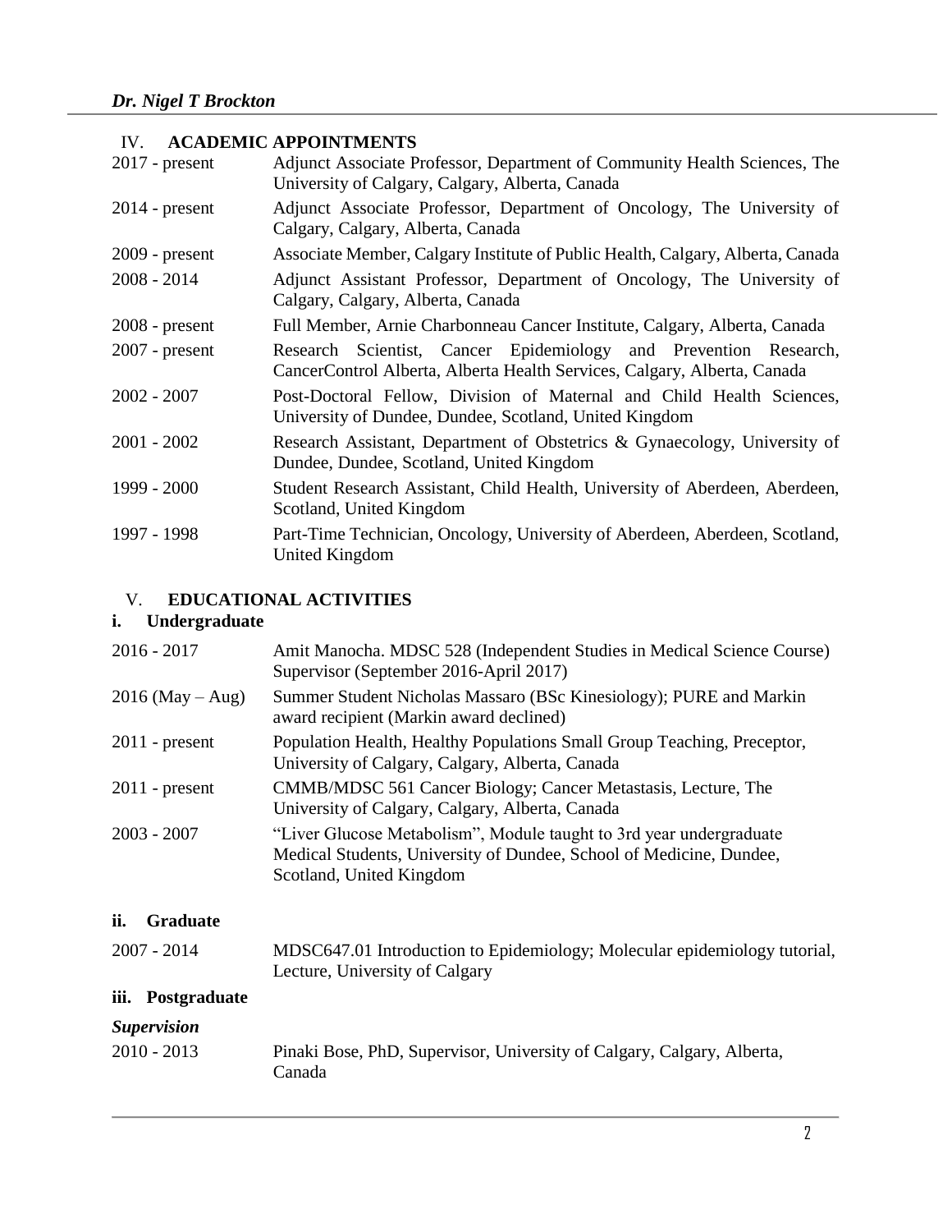## IV. ACADEMIC APPOINTMENTS

| | |
|---|---|
| 2017 - present | Adjunct Associate Professor, Department of Community Health Sciences, The University of Calgary, Calgary, Alberta, Canada |
| 2014 - present | Adjunct Associate Professor, Department of Oncology, The University of Calgary, Calgary, Alberta, Canada |
| 2009 - present | Associate Member, Calgary Institute of Public Health, Calgary, Alberta, Canada |
| 2008 - 2014 | Adjunct Assistant Professor, Department of Oncology, The University of Calgary, Calgary, Alberta, Canada |
| 2008 - present | Full Member, Arnie Charbonneau Cancer Institute, Calgary, Alberta, Canada |
| 2007 - present | Research Scientist, Cancer Epidemiology and Prevention Research, CancerControl Alberta, Alberta Health Services, Calgary, Alberta, Canada |
| 2002 - 2007 | Post-Doctoral Fellow, Division of Maternal and Child Health Sciences, University of Dundee, Dundee, Scotland, United Kingdom |
| 2001 - 2002 | Research Assistant, Department of Obstetrics & Gynaecology, University of Dundee, Dundee, Scotland, United Kingdom |
| 1999 - 2000 | Student Research Assistant, Child Health, University of Aberdeen, Aberdeen, Scotland, United Kingdom |
| 1997 - 1998 | Part-Time Technician, Oncology, University of Aberdeen, Aberdeen, Scotland, United Kingdom |

## V. EDUCATIONAL ACTIVITIES

### i. Undergraduate

| | |
|---|---|
| 2016 - 2017 | Amit Manocha. MDSC 528 (Independent Studies in Medical Science Course) Supervisor (September 2016-April 2017) |
| 2016 (May – Aug) | Summer Student Nicholas Massaro (BSc Kinesiology); PURE and Markin award recipient (Markin award declined) |
| 2011 - present | Population Health, Healthy Populations Small Group Teaching, Preceptor, University of Calgary, Calgary, Alberta, Canada |
| 2011 - present | CMMB/MDSC 561 Cancer Biology; Cancer Metastasis, Lecture, The University of Calgary, Calgary, Alberta, Canada |
| 2003 - 2007 | "Liver Glucose Metabolism", Module taught to 3rd year undergraduate Medical Students, University of Dundee, School of Medicine, Dundee, Scotland, United Kingdom |

### ii. Graduate

| | |
|---|---|
| 2007 - 2014 | MDSC647.01 Introduction to Epidemiology; Molecular epidemiology tutorial, Lecture, University of Calgary |

### iii. Postgraduate

*Supervision*

| | |
|---|---|
| 2010 - 2013 | Pinaki Bose, PhD, Supervisor, University of Calgary, Calgary, Alberta, Canada |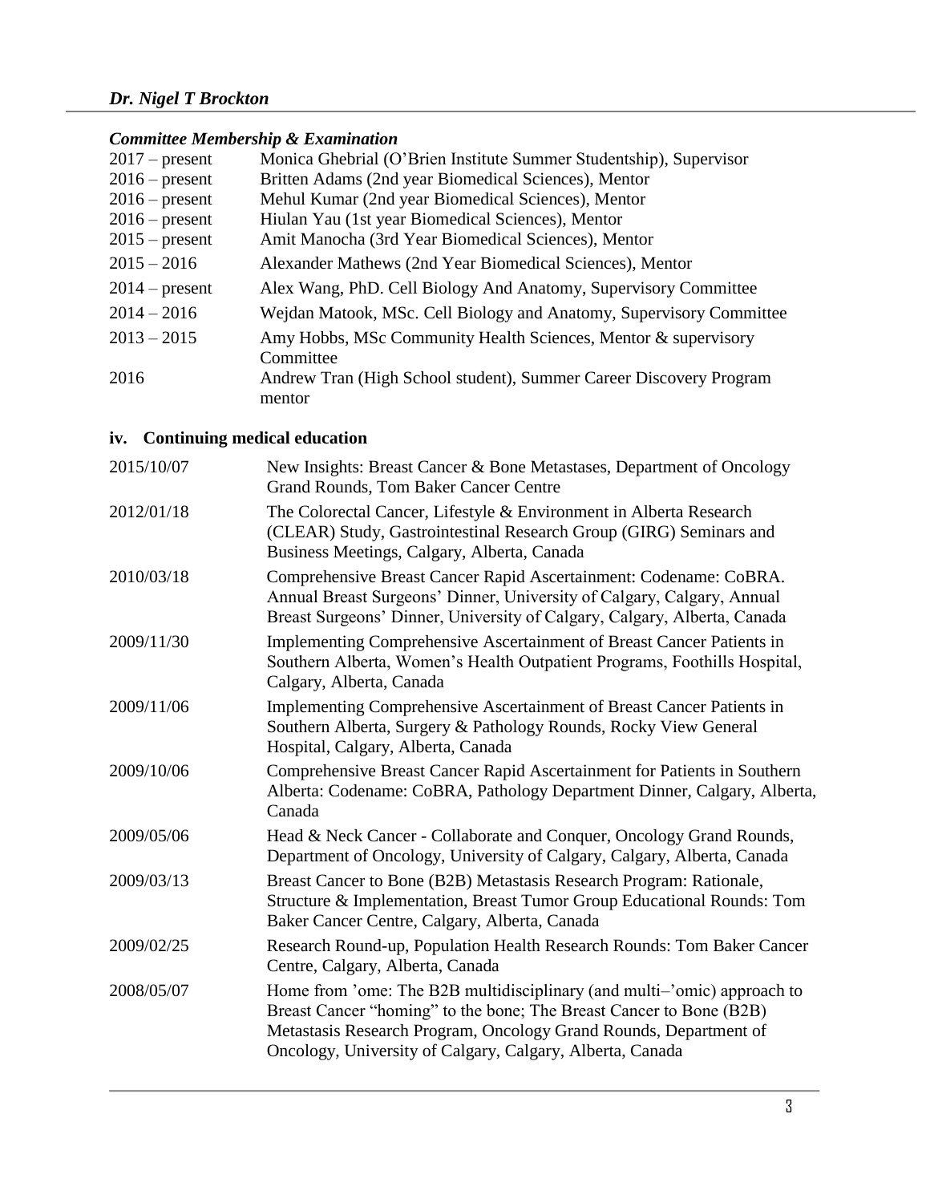### *Committee Membership & Examination*

| | |
|---|---|
| 2017 – present | Monica Ghebrial (O'Brien Institute Summer Studentship), Supervisor |
| 2016 – present | Britten Adams (2nd year Biomedical Sciences), Mentor |
| 2016 – present | Mehul Kumar (2nd year Biomedical Sciences), Mentor |
| 2016 – present | Hiulan Yau (1st year Biomedical Sciences), Mentor |
| 2015 – present | Amit Manocha (3rd Year Biomedical Sciences), Mentor |
| 2015 – 2016 | Alexander Mathews (2nd Year Biomedical Sciences), Mentor |
| 2014 – present | Alex Wang, PhD. Cell Biology And Anatomy, Supervisory Committee |
| 2014 – 2016 | Wejdan Matook, MSc. Cell Biology and Anatomy, Supervisory Committee |
| 2013 – 2015 | Amy Hobbs, MSc Community Health Sciences, Mentor & supervisory Committee |
| 2016 | Andrew Tran (High School student), Summer Career Discovery Program mentor |

### iv. Continuing medical education

| | |
|---|---|
| 2015/10/07 | New Insights: Breast Cancer & Bone Metastases, Department of Oncology Grand Rounds, Tom Baker Cancer Centre |
| 2012/01/18 | The Colorectal Cancer, Lifestyle & Environment in Alberta Research (CLEAR) Study, Gastrointestinal Research Group (GIRG) Seminars and Business Meetings, Calgary, Alberta, Canada |
| 2010/03/18 | Comprehensive Breast Cancer Rapid Ascertainment: Codename: CoBRA. Annual Breast Surgeons' Dinner, University of Calgary, Calgary, Annual Breast Surgeons' Dinner, University of Calgary, Calgary, Alberta, Canada |
| 2009/11/30 | Implementing Comprehensive Ascertainment of Breast Cancer Patients in Southern Alberta, Women's Health Outpatient Programs, Foothills Hospital, Calgary, Alberta, Canada |
| 2009/11/06 | Implementing Comprehensive Ascertainment of Breast Cancer Patients in Southern Alberta, Surgery & Pathology Rounds, Rocky View General Hospital, Calgary, Alberta, Canada |
| 2009/10/06 | Comprehensive Breast Cancer Rapid Ascertainment for Patients in Southern Alberta: Codename: CoBRA, Pathology Department Dinner, Calgary, Alberta, Canada |
| 2009/05/06 | Head & Neck Cancer - Collaborate and Conquer, Oncology Grand Rounds, Department of Oncology, University of Calgary, Calgary, Alberta, Canada |
| 2009/03/13 | Breast Cancer to Bone (B2B) Metastasis Research Program: Rationale, Structure & Implementation, Breast Tumor Group Educational Rounds: Tom Baker Cancer Centre, Calgary, Alberta, Canada |
| 2009/02/25 | Research Round-up, Population Health Research Rounds: Tom Baker Cancer Centre, Calgary, Alberta, Canada |
| 2008/05/07 | Home from 'ome: The B2B multidisciplinary (and multi–'omic) approach to Breast Cancer "homing" to the bone; The Breast Cancer to Bone (B2B) Metastasis Research Program, Oncology Grand Rounds, Department of Oncology, University of Calgary, Calgary, Alberta, Canada |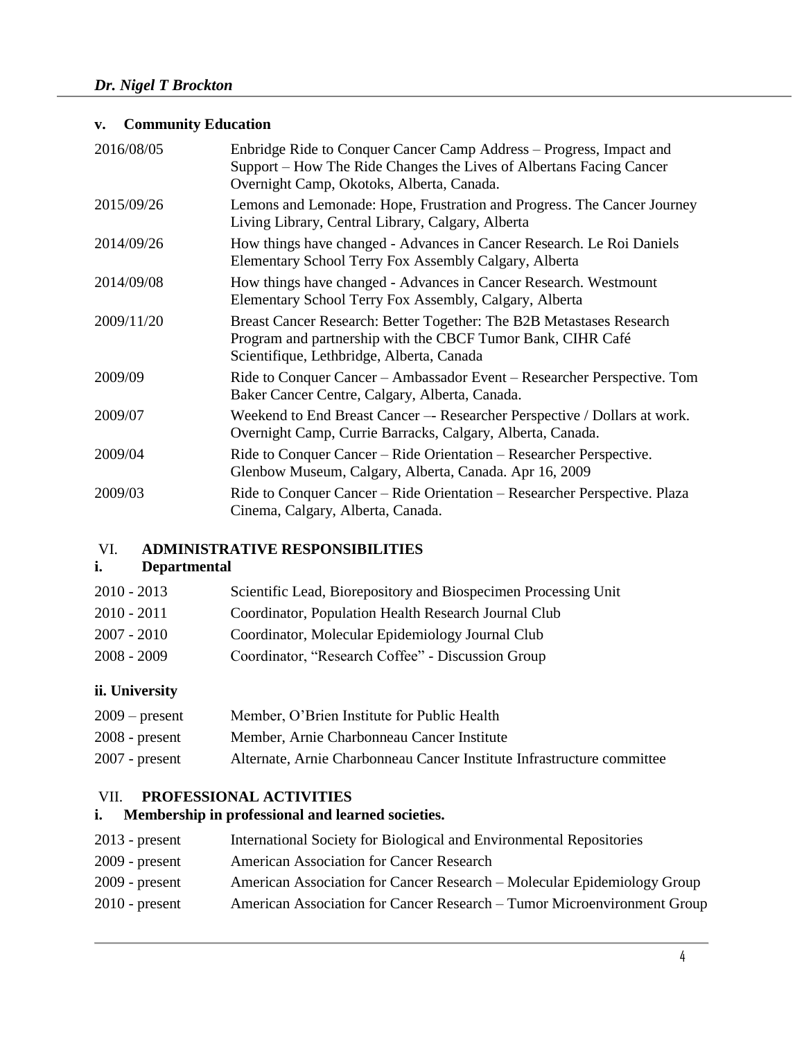### v. Community Education

| | |
|---|---|
| 2016/08/05 | Enbridge Ride to Conquer Cancer Camp Address – Progress, Impact and Support – How The Ride Changes the Lives of Albertans Facing Cancer Overnight Camp, Okotoks, Alberta, Canada. |
| 2015/09/26 | Lemons and Lemonade: Hope, Frustration and Progress. The Cancer Journey Living Library, Central Library, Calgary, Alberta |
| 2014/09/26 | How things have changed - Advances in Cancer Research. Le Roi Daniels Elementary School Terry Fox Assembly Calgary, Alberta |
| 2014/09/08 | How things have changed - Advances in Cancer Research. Westmount Elementary School Terry Fox Assembly, Calgary, Alberta |
| 2009/11/20 | Breast Cancer Research: Better Together: The B2B Metastases Research Program and partnership with the CBCF Tumor Bank, CIHR Café Scientifique, Lethbridge, Alberta, Canada |
| 2009/09 | Ride to Conquer Cancer – Ambassador Event – Researcher Perspective. Tom Baker Cancer Centre, Calgary, Alberta, Canada. |
| 2009/07 | Weekend to End Breast Cancer –- Researcher Perspective / Dollars at work. Overnight Camp, Currie Barracks, Calgary, Alberta, Canada. |
| 2009/04 | Ride to Conquer Cancer – Ride Orientation – Researcher Perspective. Glenbow Museum, Calgary, Alberta, Canada. Apr 16, 2009 |
| 2009/03 | Ride to Conquer Cancer – Ride Orientation – Researcher Perspective. Plaza Cinema, Calgary, Alberta, Canada. |

## VI. ADMINISTRATIVE RESPONSIBILITIES

### i. Departmental

| | |
|---|---|
| 2010 - 2013 | Scientific Lead, Biorepository and Biospecimen Processing Unit |
| 2010 - 2011 | Coordinator, Population Health Research Journal Club |
| 2007 - 2010 | Coordinator, Molecular Epidemiology Journal Club |
| 2008 - 2009 | Coordinator, "Research Coffee" - Discussion Group |

### ii. University

| | |
|---|---|
| 2009 – present | Member, O'Brien Institute for Public Health |
| 2008 - present | Member, Arnie Charbonneau Cancer Institute |
| 2007 - present | Alternate, Arnie Charbonneau Cancer Institute Infrastructure committee |

## VII. PROFESSIONAL ACTIVITIES

### i. Membership in professional and learned societies.

| | |
|---|---|
| 2013 - present | International Society for Biological and Environmental Repositories |
| 2009 - present | American Association for Cancer Research |
| 2009 - present | American Association for Cancer Research – Molecular Epidemiology Group |
| 2010 - present | American Association for Cancer Research – Tumor Microenvironment Group |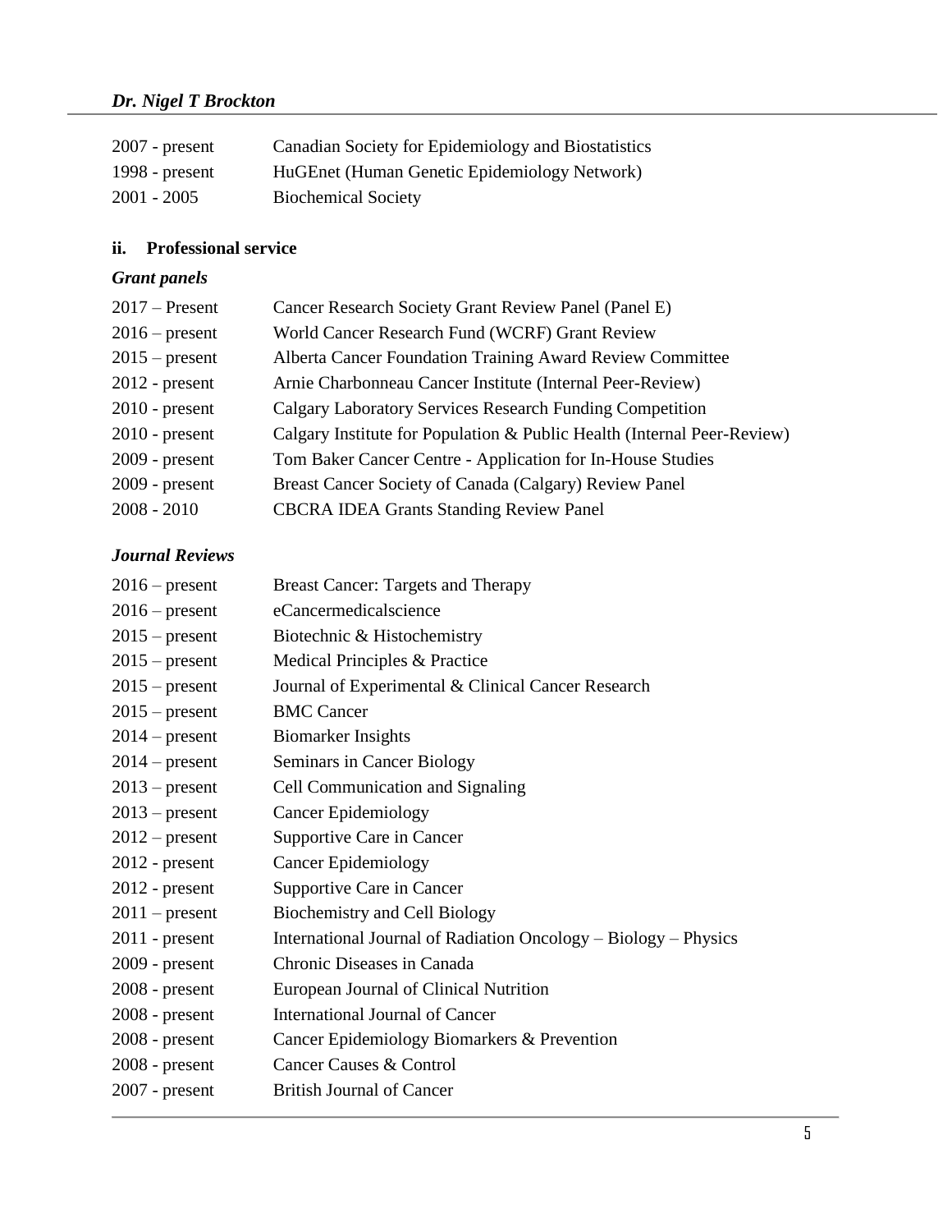| | |
|---|---|
| 2007 - present | Canadian Society for Epidemiology and Biostatistics |
| 1998 - present | HuGEnet (Human Genetic Epidemiology Network) |
| 2001 - 2005 | Biochemical Society |

### ii. Professional service

#### *Grant panels*

| | |
|---|---|
| 2017 – Present | Cancer Research Society Grant Review Panel (Panel E) |
| 2016 – present | World Cancer Research Fund (WCRF) Grant Review |
| 2015 – present | Alberta Cancer Foundation Training Award Review Committee |
| 2012 - present | Arnie Charbonneau Cancer Institute (Internal Peer-Review) |
| 2010 - present | Calgary Laboratory Services Research Funding Competition |
| 2010 - present | Calgary Institute for Population & Public Health (Internal Peer-Review) |
| 2009 - present | Tom Baker Cancer Centre - Application for In-House Studies |
| 2009 - present | Breast Cancer Society of Canada (Calgary) Review Panel |
| 2008 - 2010 | CBCRA IDEA Grants Standing Review Panel |

#### *Journal Reviews*

| | |
|---|---|
| 2016 – present | Breast Cancer: Targets and Therapy |
| 2016 – present | eCancermedicalscience |
| 2015 – present | Biotechnic & Histochemistry |
| 2015 – present | Medical Principles & Practice |
| 2015 – present | Journal of Experimental & Clinical Cancer Research |
| 2015 – present | BMC Cancer |
| 2014 – present | Biomarker Insights |
| 2014 – present | Seminars in Cancer Biology |
| 2013 – present | Cell Communication and Signaling |
| 2013 – present | Cancer Epidemiology |
| 2012 – present | Supportive Care in Cancer |
| 2012 - present | Cancer Epidemiology |
| 2012 - present | Supportive Care in Cancer |
| 2011 – present | Biochemistry and Cell Biology |
| 2011 - present | International Journal of Radiation Oncology – Biology – Physics |
| 2009 - present | Chronic Diseases in Canada |
| 2008 - present | European Journal of Clinical Nutrition |
| 2008 - present | International Journal of Cancer |
| 2008 - present | Cancer Epidemiology Biomarkers & Prevention |
| 2008 - present | Cancer Causes & Control |
| 2007 - present | British Journal of Cancer |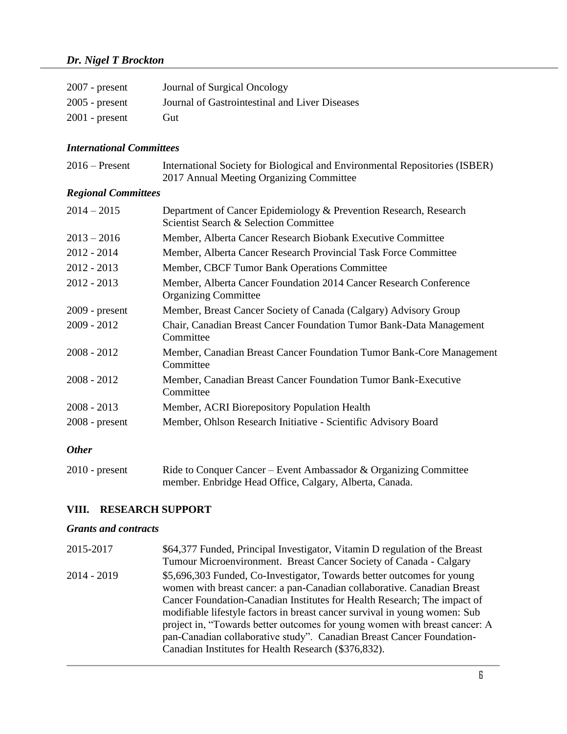| | |
|---|---|
| 2007 - present | Journal of Surgical Oncology |
| 2005 - present | Journal of Gastrointestinal and Liver Diseases |
| 2001 - present | Gut |

### *International Committees*

| | |
|---|---|
| 2016 – Present | International Society for Biological and Environmental Repositories (ISBER) 2017 Annual Meeting Organizing Committee |

### *Regional Committees*

| | |
|---|---|
| 2014 – 2015 | Department of Cancer Epidemiology & Prevention Research, Research Scientist Search & Selection Committee |
| 2013 – 2016 | Member, Alberta Cancer Research Biobank Executive Committee |
| 2012 - 2014 | Member, Alberta Cancer Research Provincial Task Force Committee |
| 2012 - 2013 | Member, CBCF Tumor Bank Operations Committee |
| 2012 - 2013 | Member, Alberta Cancer Foundation 2014 Cancer Research Conference Organizing Committee |
| 2009 - present | Member, Breast Cancer Society of Canada (Calgary) Advisory Group |
| 2009 - 2012 | Chair, Canadian Breast Cancer Foundation Tumor Bank-Data Management Committee |
| 2008 - 2012 | Member, Canadian Breast Cancer Foundation Tumor Bank-Core Management Committee |
| 2008 - 2012 | Member, Canadian Breast Cancer Foundation Tumor Bank-Executive Committee |
| 2008 - 2013 | Member, ACRI Biorepository Population Health |
| 2008 - present | Member, Ohlson Research Initiative - Scientific Advisory Board |

### *Other*

| | |
|---|---|
| 2010 - present | Ride to Conquer Cancer – Event Ambassador & Organizing Committee member. Enbridge Head Office, Calgary, Alberta, Canada. |

## VIII. RESEARCH SUPPORT

### *Grants and contracts*

| | |
|---|---|
| 2015-2017 | $64,377 Funded, Principal Investigator, Vitamin D regulation of the Breast Tumour Microenvironment. Breast Cancer Society of Canada - Calgary |
| 2014 - 2019 | $5,696,303 Funded, Co-Investigator, Towards better outcomes for young women with breast cancer: a pan-Canadian collaborative. Canadian Breast Cancer Foundation-Canadian Institutes for Health Research; The impact of modifiable lifestyle factors in breast cancer survival in young women: Sub project in, "Towards better outcomes for young women with breast cancer: A pan-Canadian collaborative study". Canadian Breast Cancer Foundation-Canadian Institutes for Health Research ($376,832). |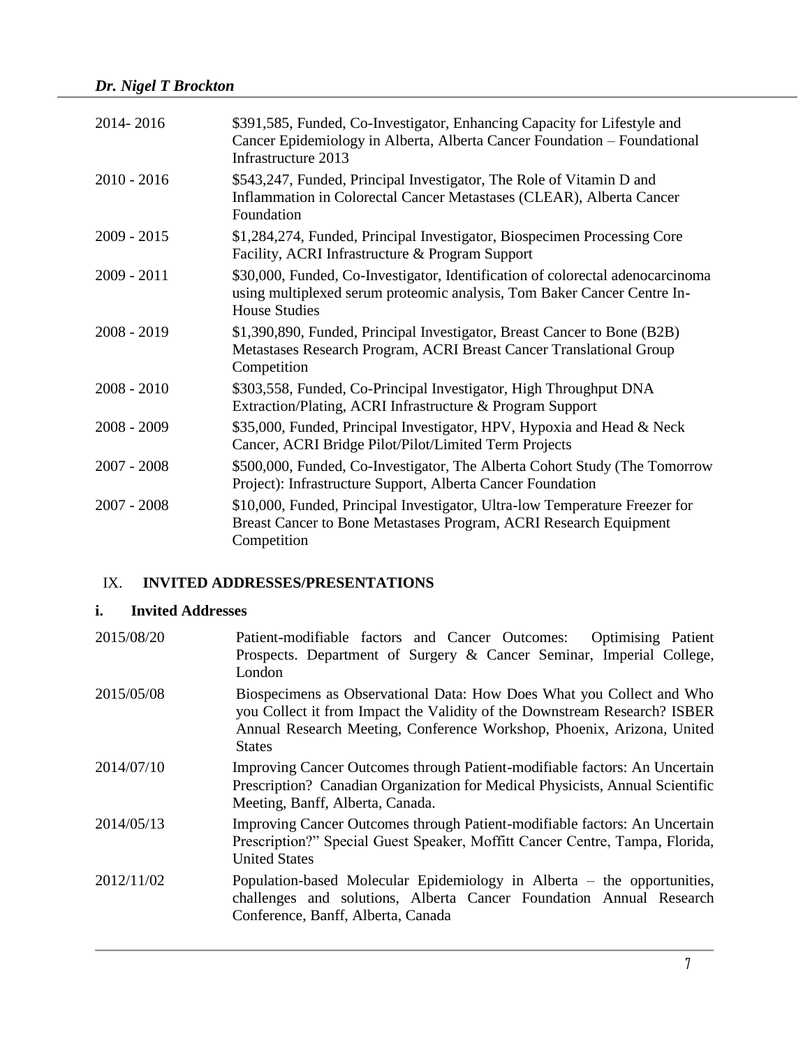| | |
|---|---|
| 2014- 2016 | $391,585, Funded, Co-Investigator, Enhancing Capacity for Lifestyle and Cancer Epidemiology in Alberta, Alberta Cancer Foundation – Foundational Infrastructure 2013 |
| 2010 - 2016 | $543,247, Funded, Principal Investigator, The Role of Vitamin D and Inflammation in Colorectal Cancer Metastases (CLEAR), Alberta Cancer Foundation |
| 2009 - 2015 | $1,284,274, Funded, Principal Investigator, Biospecimen Processing Core Facility, ACRI Infrastructure & Program Support |
| 2009 - 2011 | $30,000, Funded, Co-Investigator, Identification of colorectal adenocarcinoma using multiplexed serum proteomic analysis, Tom Baker Cancer Centre In-House Studies |
| 2008 - 2019 | $1,390,890, Funded, Principal Investigator, Breast Cancer to Bone (B2B) Metastases Research Program, ACRI Breast Cancer Translational Group Competition |
| 2008 - 2010 | $303,558, Funded, Co-Principal Investigator, High Throughput DNA Extraction/Plating, ACRI Infrastructure & Program Support |
| 2008 - 2009 | $35,000, Funded, Principal Investigator, HPV, Hypoxia and Head & Neck Cancer, ACRI Bridge Pilot/Pilot/Limited Term Projects |
| 2007 - 2008 | $500,000, Funded, Co-Investigator, The Alberta Cohort Study (The Tomorrow Project): Infrastructure Support, Alberta Cancer Foundation |
| 2007 - 2008 | $10,000, Funded, Principal Investigator, Ultra-low Temperature Freezer for Breast Cancer to Bone Metastases Program, ACRI Research Equipment Competition |

## IX. INVITED ADDRESSES/PRESENTATIONS

### i. Invited Addresses

| | |
|---|---|
| 2015/08/20 | Patient-modifiable factors and Cancer Outcomes: Optimising Patient Prospects. Department of Surgery & Cancer Seminar, Imperial College, London |
| 2015/05/08 | Biospecimens as Observational Data: How Does What you Collect and Who you Collect it from Impact the Validity of the Downstream Research? ISBER Annual Research Meeting, Conference Workshop, Phoenix, Arizona, United States |
| 2014/07/10 | Improving Cancer Outcomes through Patient-modifiable factors: An Uncertain Prescription? Canadian Organization for Medical Physicists, Annual Scientific Meeting, Banff, Alberta, Canada. |
| 2014/05/13 | Improving Cancer Outcomes through Patient-modifiable factors: An Uncertain Prescription?" Special Guest Speaker, Moffitt Cancer Centre, Tampa, Florida, United States |
| 2012/11/02 | Population-based Molecular Epidemiology in Alberta – the opportunities, challenges and solutions, Alberta Cancer Foundation Annual Research Conference, Banff, Alberta, Canada |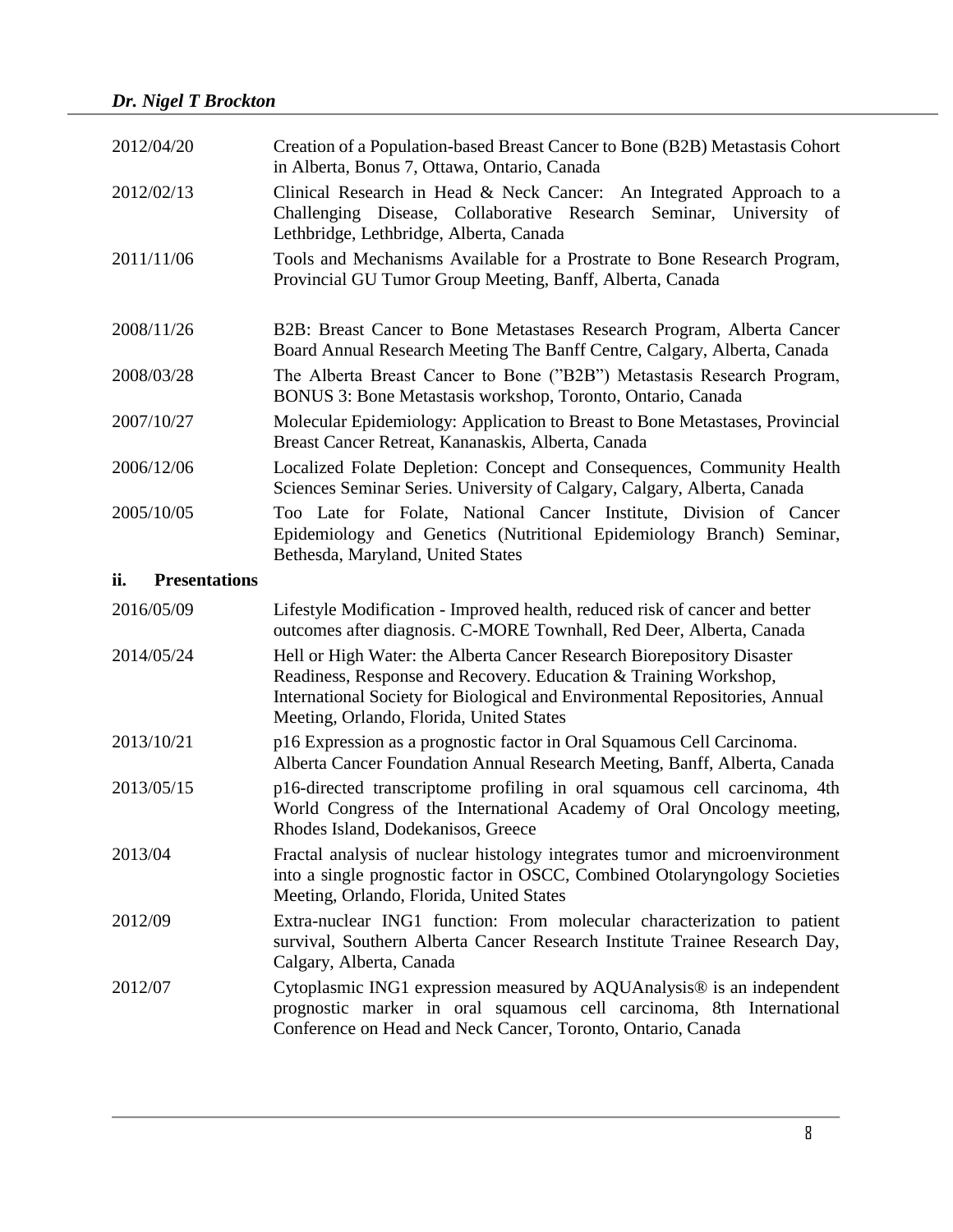| | |
|---|---|
| 2012/04/20 | Creation of a Population-based Breast Cancer to Bone (B2B) Metastasis Cohort in Alberta, Bonus 7, Ottawa, Ontario, Canada |
| 2012/02/13 | Clinical Research in Head & Neck Cancer: An Integrated Approach to a Challenging Disease, Collaborative Research Seminar, University of Lethbridge, Lethbridge, Alberta, Canada |
| 2011/11/06 | Tools and Mechanisms Available for a Prostrate to Bone Research Program, Provincial GU Tumor Group Meeting, Banff, Alberta, Canada |
| 2008/11/26 | B2B: Breast Cancer to Bone Metastases Research Program, Alberta Cancer Board Annual Research Meeting The Banff Centre, Calgary, Alberta, Canada |
| 2008/03/28 | The Alberta Breast Cancer to Bone ("B2B") Metastasis Research Program, BONUS 3: Bone Metastasis workshop, Toronto, Ontario, Canada |
| 2007/10/27 | Molecular Epidemiology: Application to Breast to Bone Metastases, Provincial Breast Cancer Retreat, Kananaskis, Alberta, Canada |
| 2006/12/06 | Localized Folate Depletion: Concept and Consequences, Community Health Sciences Seminar Series. University of Calgary, Calgary, Alberta, Canada |
| 2005/10/05 | Too Late for Folate, National Cancer Institute, Division of Cancer Epidemiology and Genetics (Nutritional Epidemiology Branch) Seminar, Bethesda, Maryland, United States |

**ii. Presentations**

| | |
|---|---|
| 2016/05/09 | Lifestyle Modification - Improved health, reduced risk of cancer and better outcomes after diagnosis. C-MORE Townhall, Red Deer, Alberta, Canada |
| 2014/05/24 | Hell or High Water: the Alberta Cancer Research Biorepository Disaster Readiness, Response and Recovery. Education & Training Workshop, International Society for Biological and Environmental Repositories, Annual Meeting, Orlando, Florida, United States |
| 2013/10/21 | p16 Expression as a prognostic factor in Oral Squamous Cell Carcinoma. Alberta Cancer Foundation Annual Research Meeting, Banff, Alberta, Canada |
| 2013/05/15 | p16-directed transcriptome profiling in oral squamous cell carcinoma, 4th World Congress of the International Academy of Oral Oncology meeting, Rhodes Island, Dodekanisos, Greece |
| 2013/04 | Fractal analysis of nuclear histology integrates tumor and microenvironment into a single prognostic factor in OSCC, Combined Otolaryngology Societies Meeting, Orlando, Florida, United States |
| 2012/09 | Extra-nuclear ING1 function: From molecular characterization to patient survival, Southern Alberta Cancer Research Institute Trainee Research Day, Calgary, Alberta, Canada |
| 2012/07 | Cytoplasmic ING1 expression measured by AQUAnalysis® is an independent prognostic marker in oral squamous cell carcinoma, 8th International Conference on Head and Neck Cancer, Toronto, Ontario, Canada |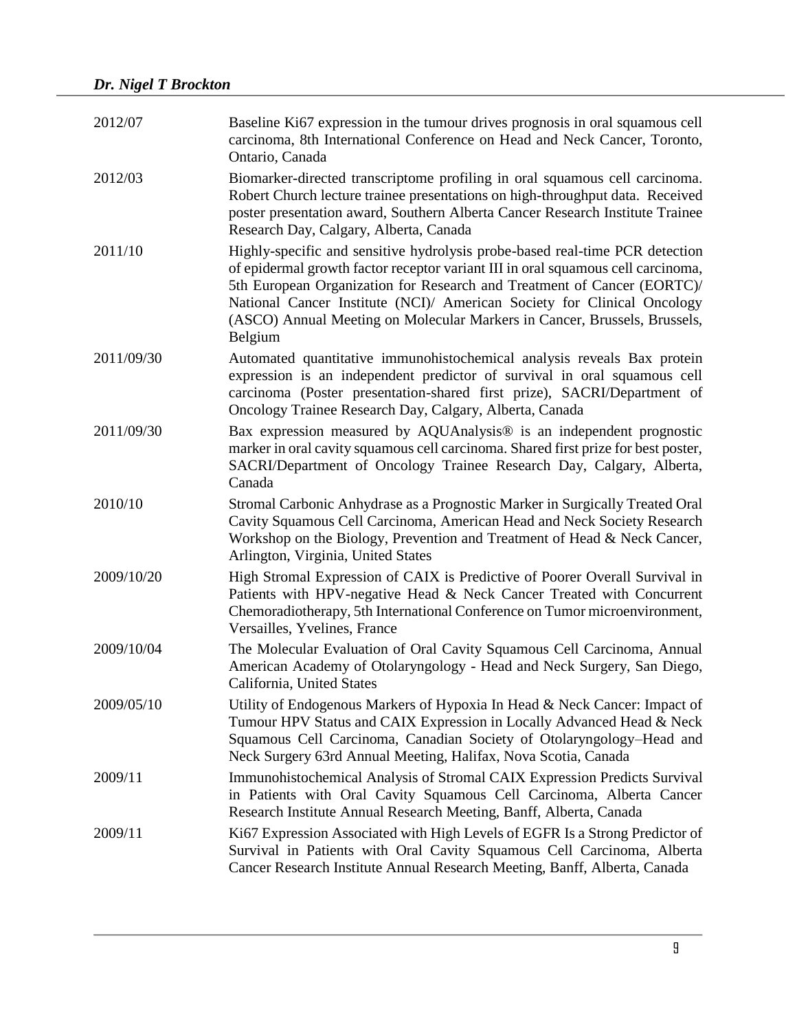| | |
|---|---|
| 2012/07 | Baseline Ki67 expression in the tumour drives prognosis in oral squamous cell carcinoma, 8th International Conference on Head and Neck Cancer, Toronto, Ontario, Canada |
| 2012/03 | Biomarker-directed transcriptome profiling in oral squamous cell carcinoma. Robert Church lecture trainee presentations on high-throughput data. Received poster presentation award, Southern Alberta Cancer Research Institute Trainee Research Day, Calgary, Alberta, Canada |
| 2011/10 | Highly-specific and sensitive hydrolysis probe-based real-time PCR detection of epidermal growth factor receptor variant III in oral squamous cell carcinoma, 5th European Organization for Research and Treatment of Cancer (EORTC)/ National Cancer Institute (NCI)/ American Society for Clinical Oncology (ASCO) Annual Meeting on Molecular Markers in Cancer, Brussels, Brussels, Belgium |
| 2011/09/30 | Automated quantitative immunohistochemical analysis reveals Bax protein expression is an independent predictor of survival in oral squamous cell carcinoma (Poster presentation-shared first prize), SACRI/Department of Oncology Trainee Research Day, Calgary, Alberta, Canada |
| 2011/09/30 | Bax expression measured by AQUAnalysis® is an independent prognostic marker in oral cavity squamous cell carcinoma. Shared first prize for best poster, SACRI/Department of Oncology Trainee Research Day, Calgary, Alberta, Canada |
| 2010/10 | Stromal Carbonic Anhydrase as a Prognostic Marker in Surgically Treated Oral Cavity Squamous Cell Carcinoma, American Head and Neck Society Research Workshop on the Biology, Prevention and Treatment of Head & Neck Cancer, Arlington, Virginia, United States |
| 2009/10/20 | High Stromal Expression of CAIX is Predictive of Poorer Overall Survival in Patients with HPV-negative Head & Neck Cancer Treated with Concurrent Chemoradiotherapy, 5th International Conference on Tumor microenvironment, Versailles, Yvelines, France |
| 2009/10/04 | The Molecular Evaluation of Oral Cavity Squamous Cell Carcinoma, Annual American Academy of Otolaryngology - Head and Neck Surgery, San Diego, California, United States |
| 2009/05/10 | Utility of Endogenous Markers of Hypoxia In Head & Neck Cancer: Impact of Tumour HPV Status and CAIX Expression in Locally Advanced Head & Neck Squamous Cell Carcinoma, Canadian Society of Otolaryngology–Head and Neck Surgery 63rd Annual Meeting, Halifax, Nova Scotia, Canada |
| 2009/11 | Immunohistochemical Analysis of Stromal CAIX Expression Predicts Survival in Patients with Oral Cavity Squamous Cell Carcinoma, Alberta Cancer Research Institute Annual Research Meeting, Banff, Alberta, Canada |
| 2009/11 | Ki67 Expression Associated with High Levels of EGFR Is a Strong Predictor of Survival in Patients with Oral Cavity Squamous Cell Carcinoma, Alberta Cancer Research Institute Annual Research Meeting, Banff, Alberta, Canada |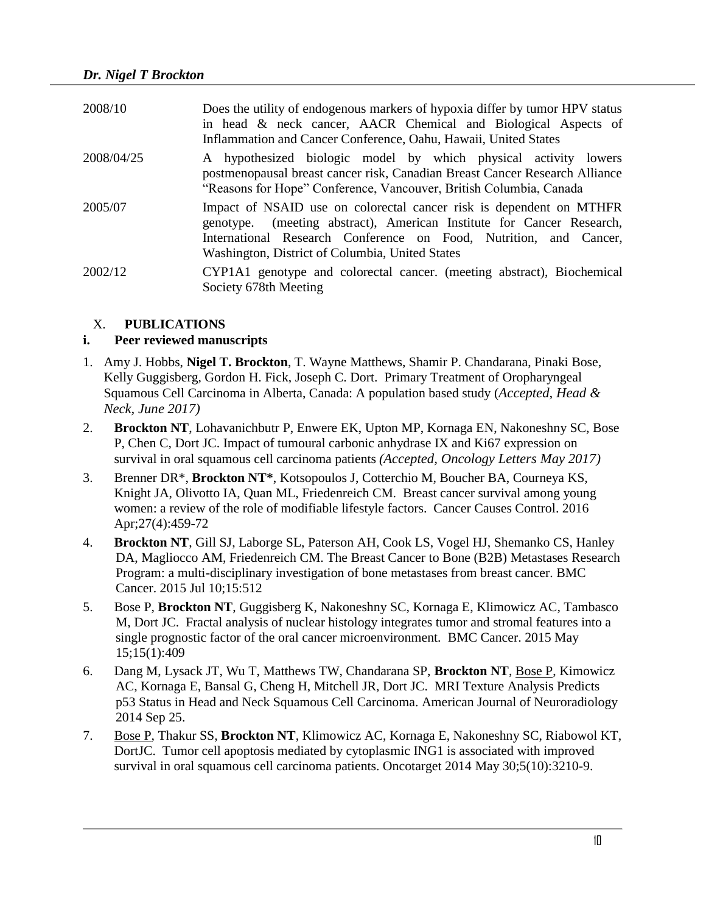| | |
|---|---|
| 2008/10 | Does the utility of endogenous markers of hypoxia differ by tumor HPV status in head & neck cancer, AACR Chemical and Biological Aspects of Inflammation and Cancer Conference, Oahu, Hawaii, United States |
| 2008/04/25 | A hypothesized biologic model by which physical activity lowers postmenopausal breast cancer risk, Canadian Breast Cancer Research Alliance "Reasons for Hope" Conference, Vancouver, British Columbia, Canada |
| 2005/07 | Impact of NSAID use on colorectal cancer risk is dependent on MTHFR genotype. (meeting abstract), American Institute for Cancer Research, International Research Conference on Food, Nutrition, and Cancer, Washington, District of Columbia, United States |
| 2002/12 | CYP1A1 genotype and colorectal cancer. (meeting abstract), Biochemical Society 678th Meeting |

## X. PUBLICATIONS

### i. Peer reviewed manuscripts

1. Amy J. Hobbs, **Nigel T. Brockton**, T. Wayne Matthews, Shamir P. Chandarana, Pinaki Bose, Kelly Guggisberg, Gordon H. Fick, Joseph C. Dort. Primary Treatment of Oropharyngeal Squamous Cell Carcinoma in Alberta, Canada: A population based study (*Accepted, Head & Neck, June 2017)*
2. **Brockton NT**, Lohavanichbutr P, Enwere EK, Upton MP, Kornaga EN, Nakoneshny SC, Bose P, Chen C, Dort JC. Impact of tumoural carbonic anhydrase IX and Ki67 expression on survival in oral squamous cell carcinoma patients *(Accepted, Oncology Letters May 2017)*
3. Brenner DR*, **Brockton NT***, Kotsopoulos J, Cotterchio M, Boucher BA, Courneya KS, Knight JA, Olivotto IA, Quan ML, Friedenreich CM. Breast cancer survival among young women: a review of the role of modifiable lifestyle factors. Cancer Causes Control. 2016 Apr;27(4):459-72
4. **Brockton NT**, Gill SJ, Laborge SL, Paterson AH, Cook LS, Vogel HJ, Shemanko CS, Hanley DA, Magliocco AM, Friedenreich CM. The Breast Cancer to Bone (B2B) Metastases Research Program: a multi-disciplinary investigation of bone metastases from breast cancer. BMC Cancer. 2015 Jul 10;15:512
5. Bose P, **Brockton NT**, Guggisberg K, Nakoneshny SC, Kornaga E, Klimowicz AC, Tambasco M, Dort JC. Fractal analysis of nuclear histology integrates tumor and stromal features into a single prognostic factor of the oral cancer microenvironment. BMC Cancer. 2015 May 15;15(1):409
6. Dang M, Lysack JT, Wu T, Matthews TW, Chandarana SP, **Brockton NT**, Bose P, Kimowicz AC, Kornaga E, Bansal G, Cheng H, Mitchell JR, Dort JC. MRI Texture Analysis Predicts p53 Status in Head and Neck Squamous Cell Carcinoma. American Journal of Neuroradiology 2014 Sep 25.
7. Bose P, Thakur SS, **Brockton NT**, Klimowicz AC, Kornaga E, Nakoneshny SC, Riabowol KT, DortJC. Tumor cell apoptosis mediated by cytoplasmic ING1 is associated with improved survival in oral squamous cell carcinoma patients. Oncotarget 2014 May 30;5(10):3210-9.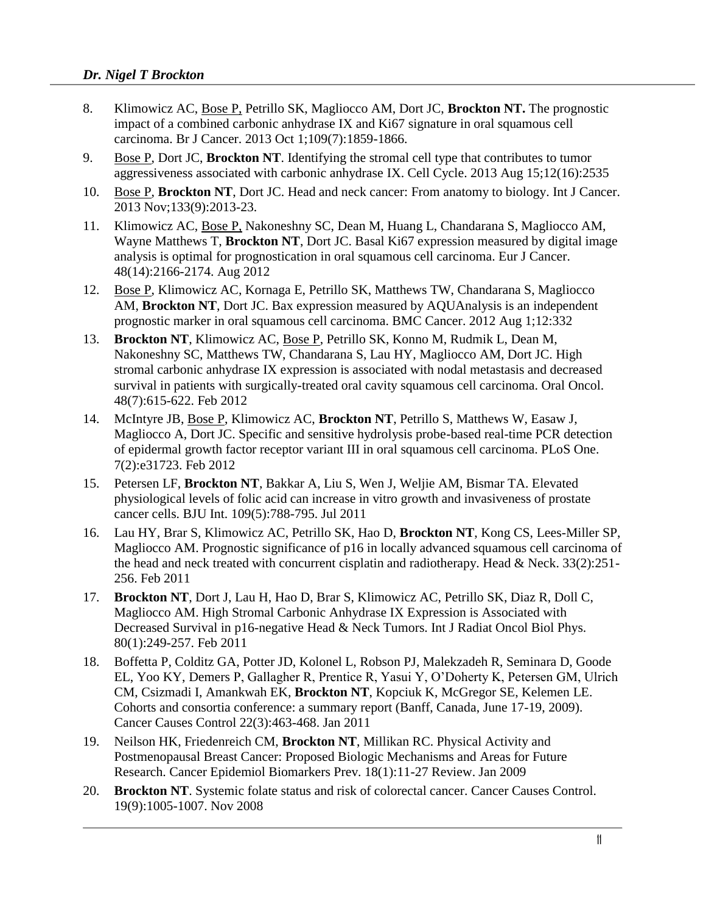8. Klimowicz AC, <u>Bose P,</u> Petrillo SK, Magliocco AM, Dort JC, **Brockton NT.** The prognostic impact of a combined carbonic anhydrase IX and Ki67 signature in oral squamous cell carcinoma. Br J Cancer. 2013 Oct 1;109(7):1859-1866.
9. <u>Bose P</u>, Dort JC, **Brockton NT**. Identifying the stromal cell type that contributes to tumor aggressiveness associated with carbonic anhydrase IX. Cell Cycle. 2013 Aug 15;12(16):2535
10. <u>Bose P</u>, **Brockton NT**, Dort JC. Head and neck cancer: From anatomy to biology. Int J Cancer. 2013 Nov;133(9):2013-23.
11. Klimowicz AC, <u>Bose P,</u> Nakoneshny SC, Dean M, Huang L, Chandarana S, Magliocco AM, Wayne Matthews T, **Brockton NT**, Dort JC. Basal Ki67 expression measured by digital image analysis is optimal for prognostication in oral squamous cell carcinoma. Eur J Cancer. 48(14):2166-2174. Aug 2012
12. <u>Bose P</u>, Klimowicz AC, Kornaga E, Petrillo SK, Matthews TW, Chandarana S, Magliocco AM, **Brockton NT**, Dort JC. Bax expression measured by AQUAnalysis is an independent prognostic marker in oral squamous cell carcinoma. BMC Cancer. 2012 Aug 1;12:332
13. **Brockton NT**, Klimowicz AC, <u>Bose P</u>, Petrillo SK, Konno M, Rudmik L, Dean M, Nakoneshny SC, Matthews TW, Chandarana S, Lau HY, Magliocco AM, Dort JC. High stromal carbonic anhydrase IX expression is associated with nodal metastasis and decreased survival in patients with surgically-treated oral cavity squamous cell carcinoma. Oral Oncol. 48(7):615-622. Feb 2012
14. McIntyre JB, <u>Bose P</u>, Klimowicz AC, **Brockton NT**, Petrillo S, Matthews W, Easaw J, Magliocco A, Dort JC. Specific and sensitive hydrolysis probe-based real-time PCR detection of epidermal growth factor receptor variant III in oral squamous cell carcinoma. PLoS One. 7(2):e31723. Feb 2012
15. Petersen LF, **Brockton NT**, Bakkar A, Liu S, Wen J, Weljie AM, Bismar TA. Elevated physiological levels of folic acid can increase in vitro growth and invasiveness of prostate cancer cells. BJU Int. 109(5):788-795. Jul 2011
16. Lau HY, Brar S, Klimowicz AC, Petrillo SK, Hao D, **Brockton NT**, Kong CS, Lees-Miller SP, Magliocco AM. Prognostic significance of p16 in locally advanced squamous cell carcinoma of the head and neck treated with concurrent cisplatin and radiotherapy. Head & Neck. 33(2):251-256. Feb 2011
17. **Brockton NT**, Dort J, Lau H, Hao D, Brar S, Klimowicz AC, Petrillo SK, Diaz R, Doll C, Magliocco AM. High Stromal Carbonic Anhydrase IX Expression is Associated with Decreased Survival in p16-negative Head & Neck Tumors. Int J Radiat Oncol Biol Phys. 80(1):249-257. Feb 2011
18. Boffetta P, Colditz GA, Potter JD, Kolonel L, Robson PJ, Malekzadeh R, Seminara D, Goode EL, Yoo KY, Demers P, Gallagher R, Prentice R, Yasui Y, O'Doherty K, Petersen GM, Ulrich CM, Csizmadi I, Amankwah EK, **Brockton NT**, Kopciuk K, McGregor SE, Kelemen LE. Cohorts and consortia conference: a summary report (Banff, Canada, June 17-19, 2009). Cancer Causes Control 22(3):463-468. Jan 2011
19. Neilson HK, Friedenreich CM, **Brockton NT**, Millikan RC. Physical Activity and Postmenopausal Breast Cancer: Proposed Biologic Mechanisms and Areas for Future Research. Cancer Epidemiol Biomarkers Prev. 18(1):11-27 Review. Jan 2009
20. **Brockton NT**. Systemic folate status and risk of colorectal cancer. Cancer Causes Control. 19(9):1005-1007. Nov 2008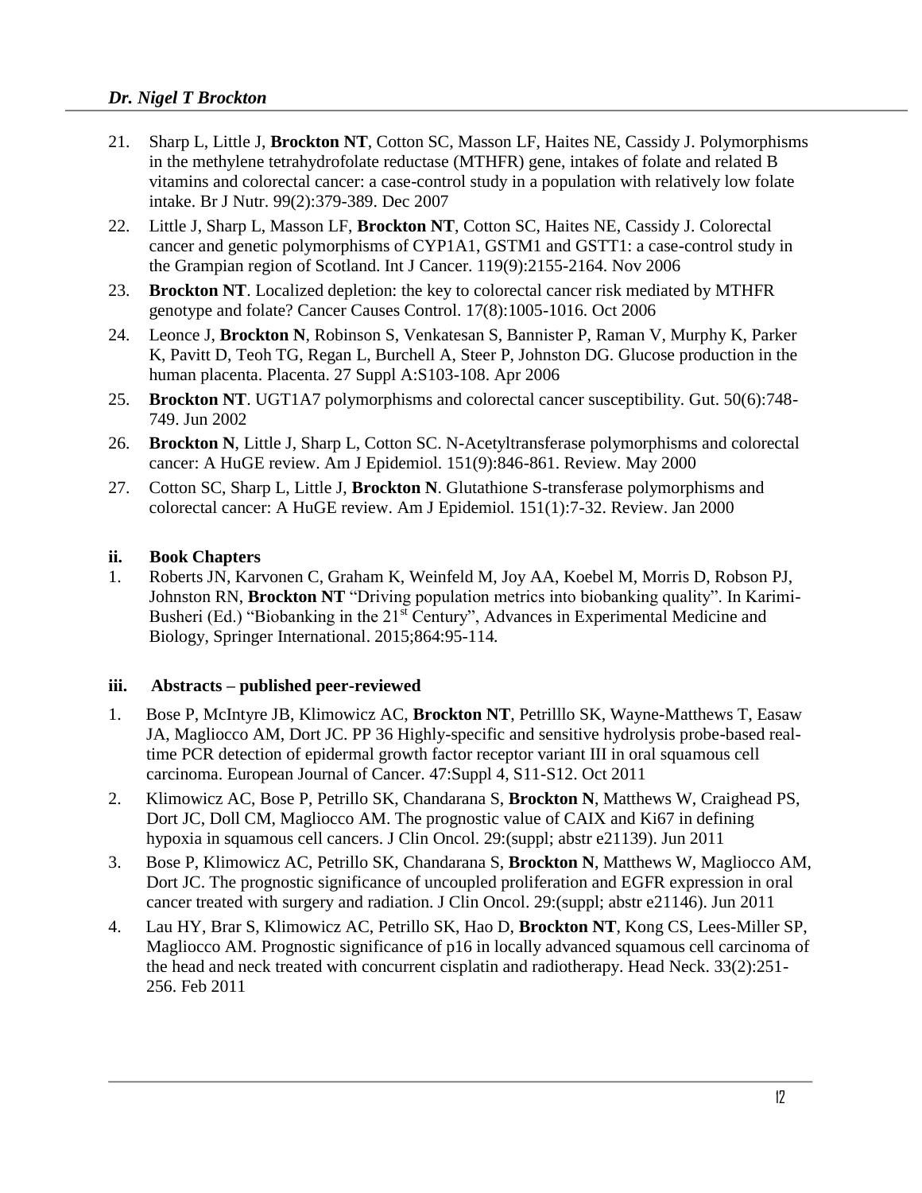21. Sharp L, Little J, **Brockton NT**, Cotton SC, Masson LF, Haites NE, Cassidy J. Polymorphisms in the methylene tetrahydrofolate reductase (MTHFR) gene, intakes of folate and related B vitamins and colorectal cancer: a case-control study in a population with relatively low folate intake. Br J Nutr. 99(2):379-389. Dec 2007
22. Little J, Sharp L, Masson LF, **Brockton NT**, Cotton SC, Haites NE, Cassidy J. Colorectal cancer and genetic polymorphisms of CYP1A1, GSTM1 and GSTT1: a case-control study in the Grampian region of Scotland. Int J Cancer. 119(9):2155-2164. Nov 2006
23. **Brockton NT**. Localized depletion: the key to colorectal cancer risk mediated by MTHFR genotype and folate? Cancer Causes Control. 17(8):1005-1016. Oct 2006
24. Leonce J, **Brockton N**, Robinson S, Venkatesan S, Bannister P, Raman V, Murphy K, Parker K, Pavitt D, Teoh TG, Regan L, Burchell A, Steer P, Johnston DG. Glucose production in the human placenta. Placenta. 27 Suppl A:S103-108. Apr 2006
25. **Brockton NT**. UGT1A7 polymorphisms and colorectal cancer susceptibility. Gut. 50(6):748-749. Jun 2002
26. **Brockton N**, Little J, Sharp L, Cotton SC. N-Acetyltransferase polymorphisms and colorectal cancer: A HuGE review. Am J Epidemiol. 151(9):846-861. Review. May 2000
27. Cotton SC, Sharp L, Little J, **Brockton N**. Glutathione S-transferase polymorphisms and colorectal cancer: A HuGE review. Am J Epidemiol. 151(1):7-32. Review. Jan 2000

### ii. Book Chapters

1. Roberts JN, Karvonen C, Graham K, Weinfeld M, Joy AA, Koebel M, Morris D, Robson PJ, Johnston RN, **Brockton NT** "Driving population metrics into biobanking quality". In Karimi-Busheri (Ed.) "Biobanking in the 21st Century", Advances in Experimental Medicine and Biology, Springer International. 2015;864:95-114.

### iii. Abstracts – published peer-reviewed

1. Bose P, McIntyre JB, Klimowicz AC, **Brockton NT**, Petrilllo SK, Wayne-Matthews T, Easaw JA, Magliocco AM, Dort JC. PP 36 Highly-specific and sensitive hydrolysis probe-based real-time PCR detection of epidermal growth factor receptor variant III in oral squamous cell carcinoma. European Journal of Cancer. 47:Suppl 4, S11-S12. Oct 2011
2. Klimowicz AC, Bose P, Petrillo SK, Chandarana S, **Brockton N**, Matthews W, Craighead PS, Dort JC, Doll CM, Magliocco AM. The prognostic value of CAIX and Ki67 in defining hypoxia in squamous cell cancers. J Clin Oncol. 29:(suppl; abstr e21139). Jun 2011
3. Bose P, Klimowicz AC, Petrillo SK, Chandarana S, **Brockton N**, Matthews W, Magliocco AM, Dort JC. The prognostic significance of uncoupled proliferation and EGFR expression in oral cancer treated with surgery and radiation. J Clin Oncol. 29:(suppl; abstr e21146). Jun 2011
4. Lau HY, Brar S, Klimowicz AC, Petrillo SK, Hao D, **Brockton NT**, Kong CS, Lees-Miller SP, Magliocco AM. Prognostic significance of p16 in locally advanced squamous cell carcinoma of the head and neck treated with concurrent cisplatin and radiotherapy. Head Neck. 33(2):251-256. Feb 2011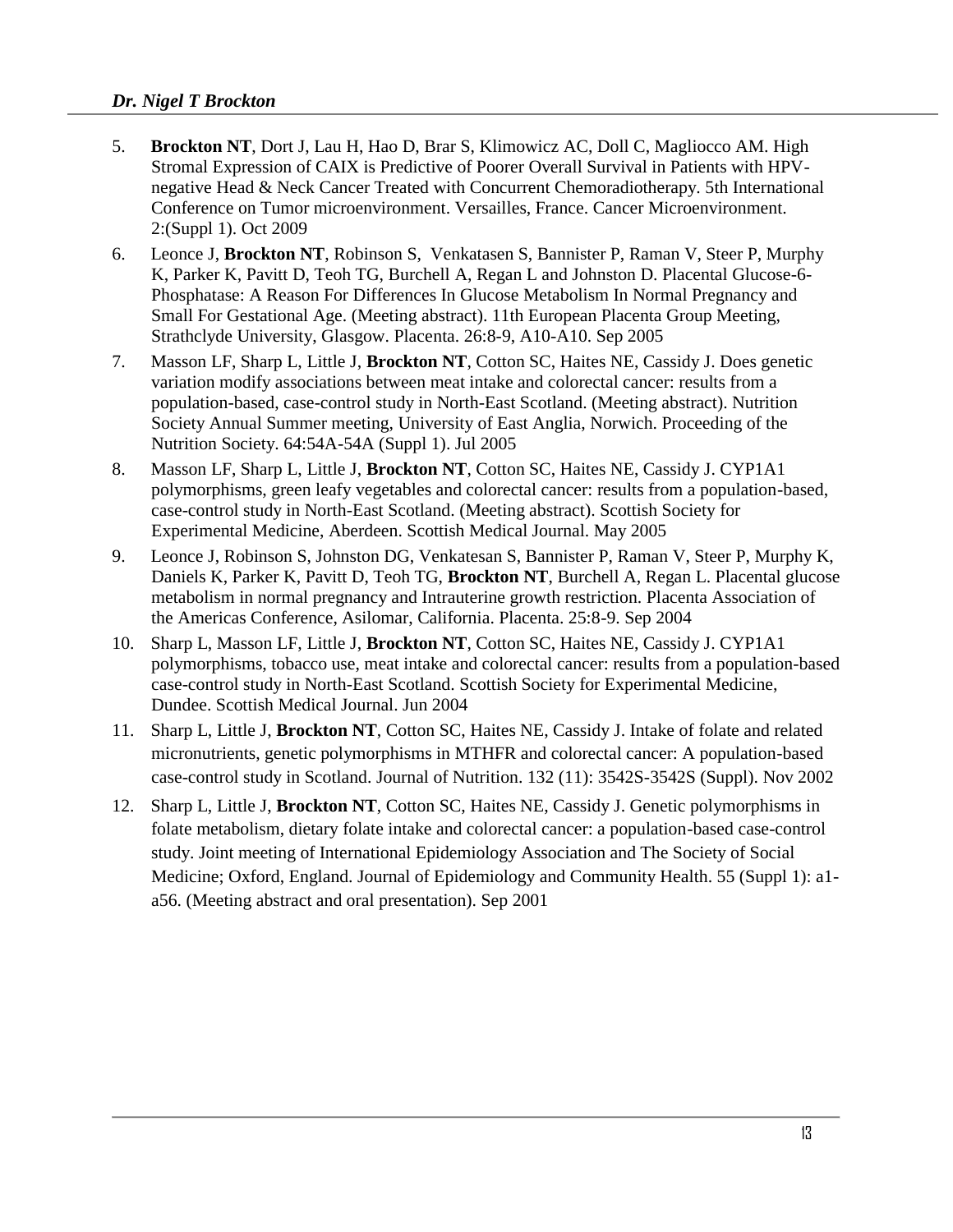5. **Brockton NT**, Dort J, Lau H, Hao D, Brar S, Klimowicz AC, Doll C, Magliocco AM. High Stromal Expression of CAIX is Predictive of Poorer Overall Survival in Patients with HPV-negative Head & Neck Cancer Treated with Concurrent Chemoradiotherapy. 5th International Conference on Tumor microenvironment. Versailles, France. Cancer Microenvironment. 2:(Suppl 1). Oct 2009
6. Leonce J, **Brockton NT**, Robinson S, Venkatasen S, Bannister P, Raman V, Steer P, Murphy K, Parker K, Pavitt D, Teoh TG, Burchell A, Regan L and Johnston D. Placental Glucose-6-Phosphatase: A Reason For Differences In Glucose Metabolism In Normal Pregnancy and Small For Gestational Age. (Meeting abstract). 11th European Placenta Group Meeting, Strathclyde University, Glasgow. Placenta. 26:8-9, A10-A10. Sep 2005
7. Masson LF, Sharp L, Little J, **Brockton NT**, Cotton SC, Haites NE, Cassidy J. Does genetic variation modify associations between meat intake and colorectal cancer: results from a population-based, case-control study in North-East Scotland. (Meeting abstract). Nutrition Society Annual Summer meeting, University of East Anglia, Norwich. Proceeding of the Nutrition Society. 64:54A-54A (Suppl 1). Jul 2005
8. Masson LF, Sharp L, Little J, **Brockton NT**, Cotton SC, Haites NE, Cassidy J. CYP1A1 polymorphisms, green leafy vegetables and colorectal cancer: results from a population-based, case-control study in North-East Scotland. (Meeting abstract). Scottish Society for Experimental Medicine, Aberdeen. Scottish Medical Journal. May 2005
9. Leonce J, Robinson S, Johnston DG, Venkatesan S, Bannister P, Raman V, Steer P, Murphy K, Daniels K, Parker K, Pavitt D, Teoh TG, **Brockton NT**, Burchell A, Regan L. Placental glucose metabolism in normal pregnancy and Intrauterine growth restriction. Placenta Association of the Americas Conference, Asilomar, California. Placenta. 25:8-9. Sep 2004
10. Sharp L, Masson LF, Little J, **Brockton NT**, Cotton SC, Haites NE, Cassidy J. CYP1A1 polymorphisms, tobacco use, meat intake and colorectal cancer: results from a population-based case-control study in North-East Scotland. Scottish Society for Experimental Medicine, Dundee. Scottish Medical Journal. Jun 2004
11. Sharp L, Little J, **Brockton NT**, Cotton SC, Haites NE, Cassidy J. Intake of folate and related micronutrients, genetic polymorphisms in MTHFR and colorectal cancer: A population-based case-control study in Scotland. Journal of Nutrition. 132 (11): 3542S-3542S (Suppl). Nov 2002
12. Sharp L, Little J, **Brockton NT**, Cotton SC, Haites NE, Cassidy J. Genetic polymorphisms in folate metabolism, dietary folate intake and colorectal cancer: a population-based case-control study. Joint meeting of International Epidemiology Association and The Society of Social Medicine; Oxford, England. Journal of Epidemiology and Community Health. 55 (Suppl 1): a1-a56. (Meeting abstract and oral presentation). Sep 2001